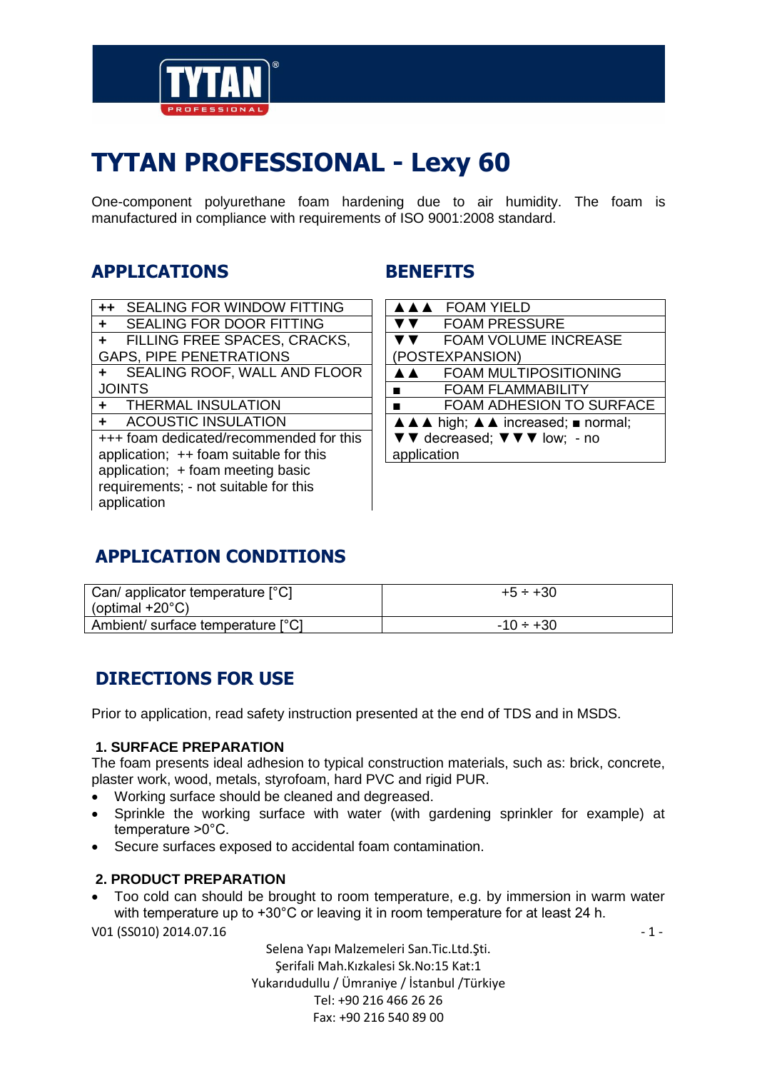# TYTAN PROFESSIONAL - Lexy 60

One-component polyurethane foam hardening due to air humidity. The foam is manufactured in compliance with requirements of ISO 9001:2008 standard.

## APPLICATIONS

| | |
|---|---|
| ++ | SEALING FOR WINDOW FITTING |
| + | SEALING FOR DOOR FITTING |
| + | FILLING FREE SPACES, CRACKS, GAPS, PIPE PENETRATIONS |
| + | SEALING ROOF, WALL AND FLOOR JOINTS |
| + | THERMAL INSULATION |
| + | ACOUSTIC INSULATION |

+++ foam dedicated/recommended for this application; ++ foam suitable for this application; + foam meeting basic requirements; - not suitable for this application

## BENEFITS

| | |
|---|---|
| ▲▲▲ | FOAM YIELD |
| ▼▼ | FOAM PRESSURE |
| ▼▼ | FOAM VOLUME INCREASE (POSTEXPANSION) |
| ▲▲ | FOAM MULTIPOSITIONING |
| ■ | FOAM FLAMMABILITY |
| ■ | FOAM ADHESION TO SURFACE |

▲▲▲ high; ▲▲ increased; ■ normal; ▼▼ decreased; ▼▼▼ low; - no application

## APPLICATION CONDITIONS

| | |
|---|---|
| Can/ applicator temperature [°C] (optimal +20°C) | +5 ÷ +30 |
| Ambient/ surface temperature [°C] | -10 ÷ +30 |

## DIRECTIONS FOR USE

Prior to application, read safety instruction presented at the end of TDS and in MSDS.

### 1. SURFACE PREPARATION

The foam presents ideal adhesion to typical construction materials, such as: brick, concrete, plaster work, wood, metals, styrofoam, hard PVC and rigid PUR.

- Working surface should be cleaned and degreased.
- Sprinkle the working surface with water (with gardening sprinkler for example) at temperature >0°C.
- Secure surfaces exposed to accidental foam contamination.

### 2. PRODUCT PREPARATION

- Too cold can should be brought to room temperature, e.g. by immersion in warm water with temperature up to +30°C or leaving it in room temperature for at least 24 h.

V01 (SS010) 2014.07.16

Selena Yapı Malzemeleri San.Tic.Ltd.Şti.
Şerifali Mah.Kızkalesi Sk.No:15 Kat:1
Yukarıdudullu / Ümraniye / İstanbul /Türkiye
Tel: +90 216 466 26 26
Fax: +90 216 540 89 00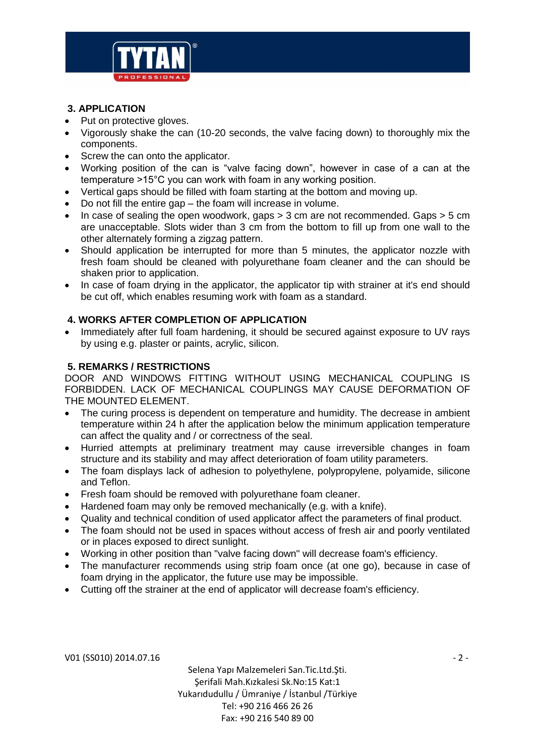## 3. APPLICATION

- Put on protective gloves.
- Vigorously shake the can (10-20 seconds, the valve facing down) to thoroughly mix the components.
- Screw the can onto the applicator.
- Working position of the can is "valve facing down", however in case of a can at the temperature >15°C you can work with foam in any working position.
- Vertical gaps should be filled with foam starting at the bottom and moving up.
- Do not fill the entire gap – the foam will increase in volume.
- In case of sealing the open woodwork, gaps > 3 cm are not recommended. Gaps > 5 cm are unacceptable. Slots wider than 3 cm from the bottom to fill up from one wall to the other alternately forming a zigzag pattern.
- Should application be interrupted for more than 5 minutes, the applicator nozzle with fresh foam should be cleaned with polyurethane foam cleaner and the can should be shaken prior to application.
- In case of foam drying in the applicator, the applicator tip with strainer at it's end should be cut off, which enables resuming work with foam as a standard.

## 4. WORKS AFTER COMPLETION OF APPLICATION

- Immediately after full foam hardening, it should be secured against exposure to UV rays by using e.g. plaster or paints, acrylic, silicon.

## 5. REMARKS / RESTRICTIONS

DOOR AND WINDOWS FITTING WITHOUT USING MECHANICAL COUPLING IS FORBIDDEN. LACK OF MECHANICAL COUPLINGS MAY CAUSE DEFORMATION OF THE MOUNTED ELEMENT.

- The curing process is dependent on temperature and humidity. The decrease in ambient temperature within 24 h after the application below the minimum application temperature can affect the quality and / or correctness of the seal.
- Hurried attempts at preliminary treatment may cause irreversible changes in foam structure and its stability and may affect deterioration of foam utility parameters.
- The foam displays lack of adhesion to polyethylene, polypropylene, polyamide, silicone and Teflon.
- Fresh foam should be removed with polyurethane foam cleaner.
- Hardened foam may only be removed mechanically (e.g. with a knife).
- Quality and technical condition of used applicator affect the parameters of final product.
- The foam should not be used in spaces without access of fresh air and poorly ventilated or in places exposed to direct sunlight.
- Working in other position than "valve facing down" will decrease foam's efficiency.
- The manufacturer recommends using strip foam once (at one go), because in case of foam drying in the applicator, the future use may be impossible.
- Cutting off the strainer at the end of applicator will decrease foam's efficiency.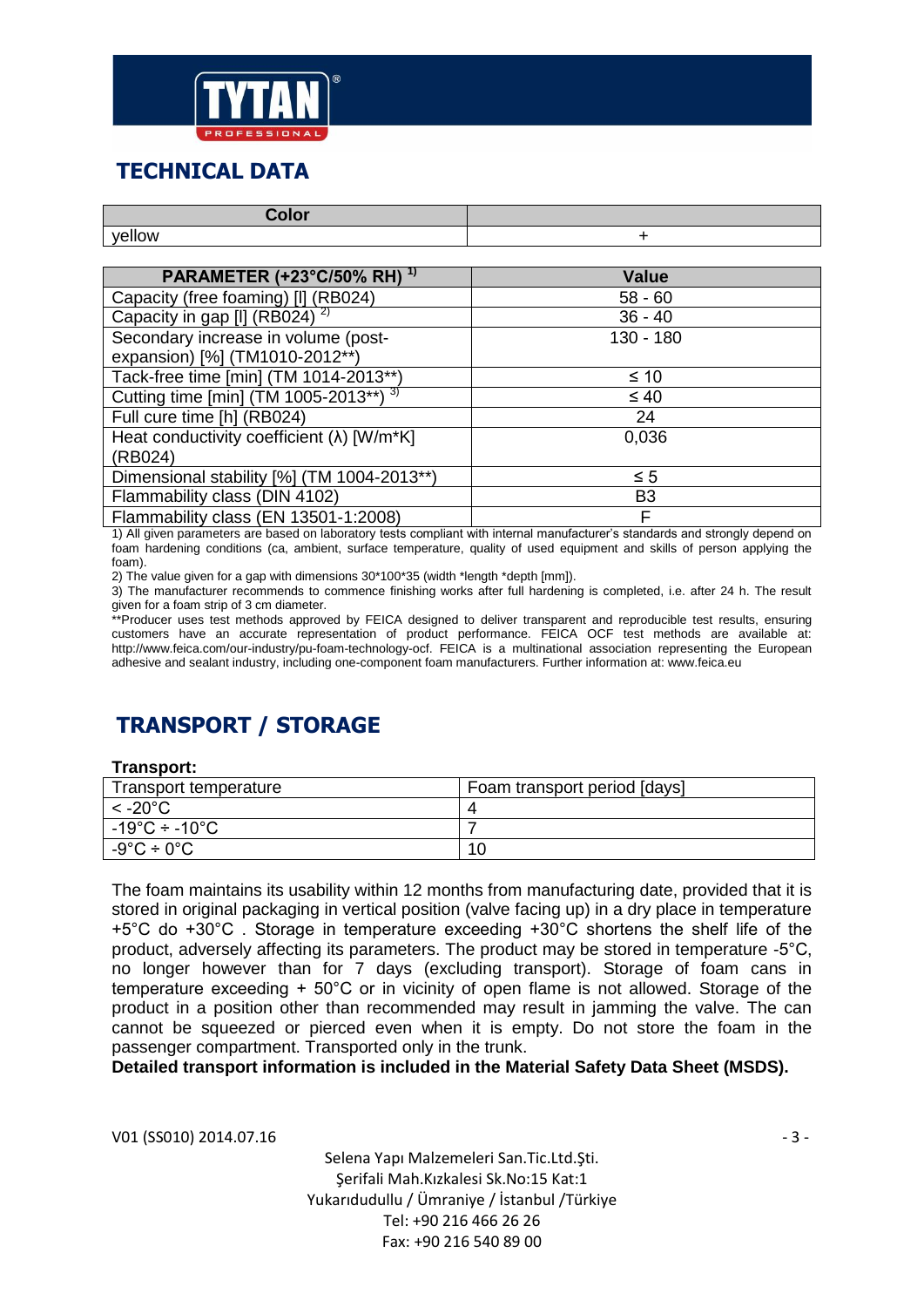## TECHNICAL DATA

| Color | |
|---|---|
| yellow | + |

| PARAMETER (+23°C/50% RH) [1] | Value |
|---|---|
| Capacity (free foaming) [l] (RB024) | 58 - 60 |
| Capacity in gap [l] (RB024) [2] | 36 - 40 |
| Secondary increase in volume (post-expansion) [%] (TM1010-2012**) | 130 - 180 |
| Tack-free time [min] (TM 1014-2013**) | ≤ 10 |
| Cutting time [min] (TM 1005-2013**) [3] | ≤ 40 |
| Full cure time [h] (RB024) | 24 |
| Heat conductivity coefficient (λ) [W/m*K] (RB024) | 0,036 |
| Dimensional stability [%] (TM 1004-2013**) | ≤ 5 |
| Flammability class (DIN 4102) | B3 |
| Flammability class (EN 13501-1:2008) | F |

1) All given parameters are based on laboratory tests compliant with internal manufacturer's standards and strongly depend on foam hardening conditions (ca, ambient, surface temperature, quality of used equipment and skills of person applying the foam).

2) The value given for a gap with dimensions 30*100*35 (width *length *depth [mm]).

3) The manufacturer recommends to commence finishing works after full hardening is completed, i.e. after 24 h. The result given for a foam strip of 3 cm diameter.

**Producer uses test methods approved by FEICA designed to deliver transparent and reproducible test results, ensuring customers have an accurate representation of product performance. FEICA OCF test methods are available at: http://www.feica.com/our-industry/pu-foam-technology-ocf. FEICA is a multinational association representing the European adhesive and sealant industry, including one-component foam manufacturers. Further information at: www.feica.eu

## TRANSPORT / STORAGE

**Transport:**

| Transport temperature | Foam transport period [days] |
|---|---|
| < -20°C | 4 |
| -19°C ÷ -10°C | 7 |
| -9°C ÷ 0°C | 10 |

The foam maintains its usability within 12 months from manufacturing date, provided that it is stored in original packaging in vertical position (valve facing up) in a dry place in temperature +5°C do +30°C . Storage in temperature exceeding +30°C shortens the shelf life of the product, adversely affecting its parameters. The product may be stored in temperature -5°C, no longer however than for 7 days (excluding transport). Storage of foam cans in temperature exceeding + 50°C or in vicinity of open flame is not allowed. Storage of the product in a position other than recommended may result in jamming the valve. The can cannot be squeezed or pierced even when it is empty. Do not store the foam in the passenger compartment. Transported only in the trunk.

**Detailed transport information is included in the Material Safety Data Sheet (MSDS).**

V01 (SS010) 2014.07.16

Selena Yapı Malzemeleri San.Tic.Ltd.Şti.
Şerifali Mah.Kızkalesi Sk.No:15 Kat:1
Yukarıdudullu / Ümraniye / İstanbul /Türkiye
Tel: +90 216 466 26 26
Fax: +90 216 540 89 00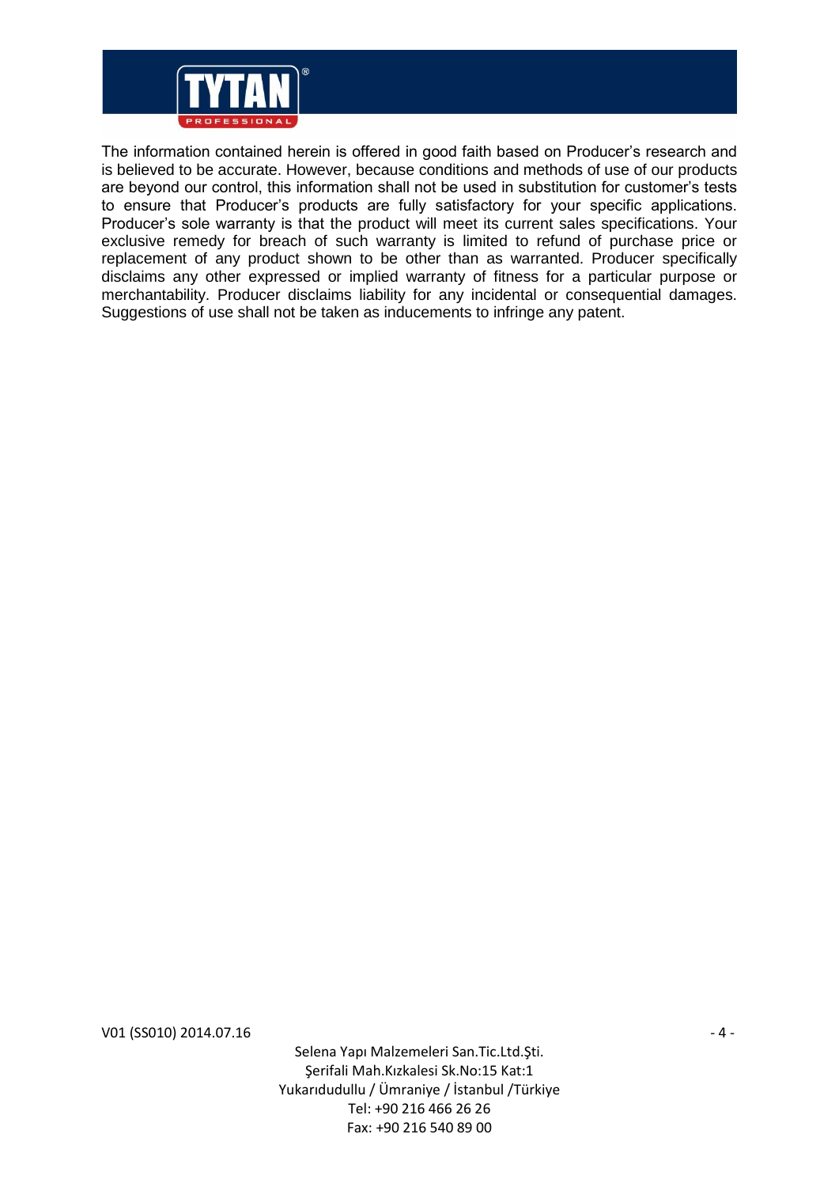The information contained herein is offered in good faith based on Producer's research and is believed to be accurate. However, because conditions and methods of use of our products are beyond our control, this information shall not be used in substitution for customer's tests to ensure that Producer's products are fully satisfactory for your specific applications. Producer's sole warranty is that the product will meet its current sales specifications. Your exclusive remedy for breach of such warranty is limited to refund of purchase price or replacement of any product shown to be other than as warranted. Producer specifically disclaims any other expressed or implied warranty of fitness for a particular purpose or merchantability. Producer disclaims liability for any incidental or consequential damages. Suggestions of use shall not be taken as inducements to infringe any patent.